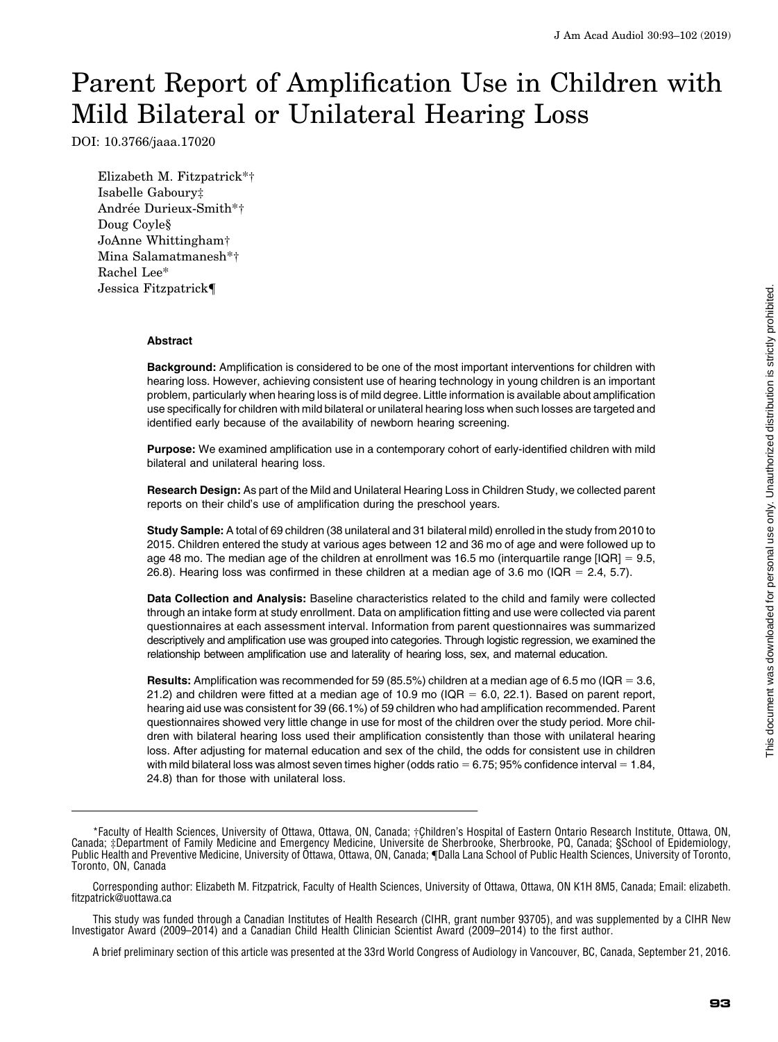# Parent Report of Amplification Use in Children with Mild Bilateral or Unilateral Hearing Loss

DOI: 10.3766/jaaa.17020

Elizabeth M. Fitzpatrick*†
Isabelle Gaboury‡
Andrée Durieux-Smith*†
Doug Coyle§
JoAnne Whittingham†
Mina Salamatmanesh*†
Rachel Lee*
Jessica Fitzpatrick¶

### Abstract

**Background:** Amplification is considered to be one of the most important interventions for children with hearing loss. However, achieving consistent use of hearing technology in young children is an important problem, particularly when hearing loss is of mild degree. Little information is available about amplification use specifically for children with mild bilateral or unilateral hearing loss when such losses are targeted and identified early because of the availability of newborn hearing screening.

**Purpose:** We examined amplification use in a contemporary cohort of early-identified children with mild bilateral and unilateral hearing loss.

**Research Design:** As part of the Mild and Unilateral Hearing Loss in Children Study, we collected parent reports on their child's use of amplification during the preschool years.

**Study Sample:** A total of 69 children (38 unilateral and 31 bilateral mild) enrolled in the study from 2010 to 2015. Children entered the study at various ages between 12 and 36 mo of age and were followed up to age 48 mo. The median age of the children at enrollment was 16.5 mo (interquartile range [IQR] = 9.5, 26.8). Hearing loss was confirmed in these children at a median age of 3.6 mo (IQR = 2.4, 5.7).

**Data Collection and Analysis:** Baseline characteristics related to the child and family were collected through an intake form at study enrollment. Data on amplification fitting and use were collected via parent questionnaires at each assessment interval. Information from parent questionnaires was summarized descriptively and amplification use was grouped into categories. Through logistic regression, we examined the relationship between amplification use and laterality of hearing loss, sex, and maternal education.

**Results:** Amplification was recommended for 59 (85.5%) children at a median age of 6.5 mo (IQR = 3.6, 21.2) and children were fitted at a median age of 10.9 mo (IQR = 6.0, 22.1). Based on parent report, hearing aid use was consistent for 39 (66.1%) of 59 children who had amplification recommended. Parent questionnaires showed very little change in use for most of the children over the study period. More children with bilateral hearing loss used their amplification consistently than those with unilateral hearing loss. After adjusting for maternal education and sex of the child, the odds for consistent use in children with mild bilateral loss was almost seven times higher (odds ratio = 6.75; 95% confidence interval = 1.84, 24.8) than for those with unilateral loss.

---

*Faculty of Health Sciences, University of Ottawa, Ottawa, ON, Canada; †Children's Hospital of Eastern Ontario Research Institute, Ottawa, ON, Canada; ‡Department of Family Medicine and Emergency Medicine, Université de Sherbrooke, Sherbrooke, PQ, Canada; §School of Epidemiology, Public Health and Preventive Medicine, University of Ottawa, Ottawa, ON, Canada; ¶Dalla Lana School of Public Health Sciences, University of Toronto, Toronto, ON, Canada

Corresponding author: Elizabeth M. Fitzpatrick, Faculty of Health Sciences, University of Ottawa, Ottawa, ON K1H 8M5, Canada; Email: elizabeth.fitzpatrick@uottawa.ca

This study was funded through a Canadian Institutes of Health Research (CIHR, grant number 93705), and was supplemented by a CIHR New Investigator Award (2009–2014) and a Canadian Child Health Clinician Scientist Award (2009–2014) to the first author.

A brief preliminary section of this article was presented at the 33rd World Congress of Audiology in Vancouver, BC, Canada, September 21, 2016.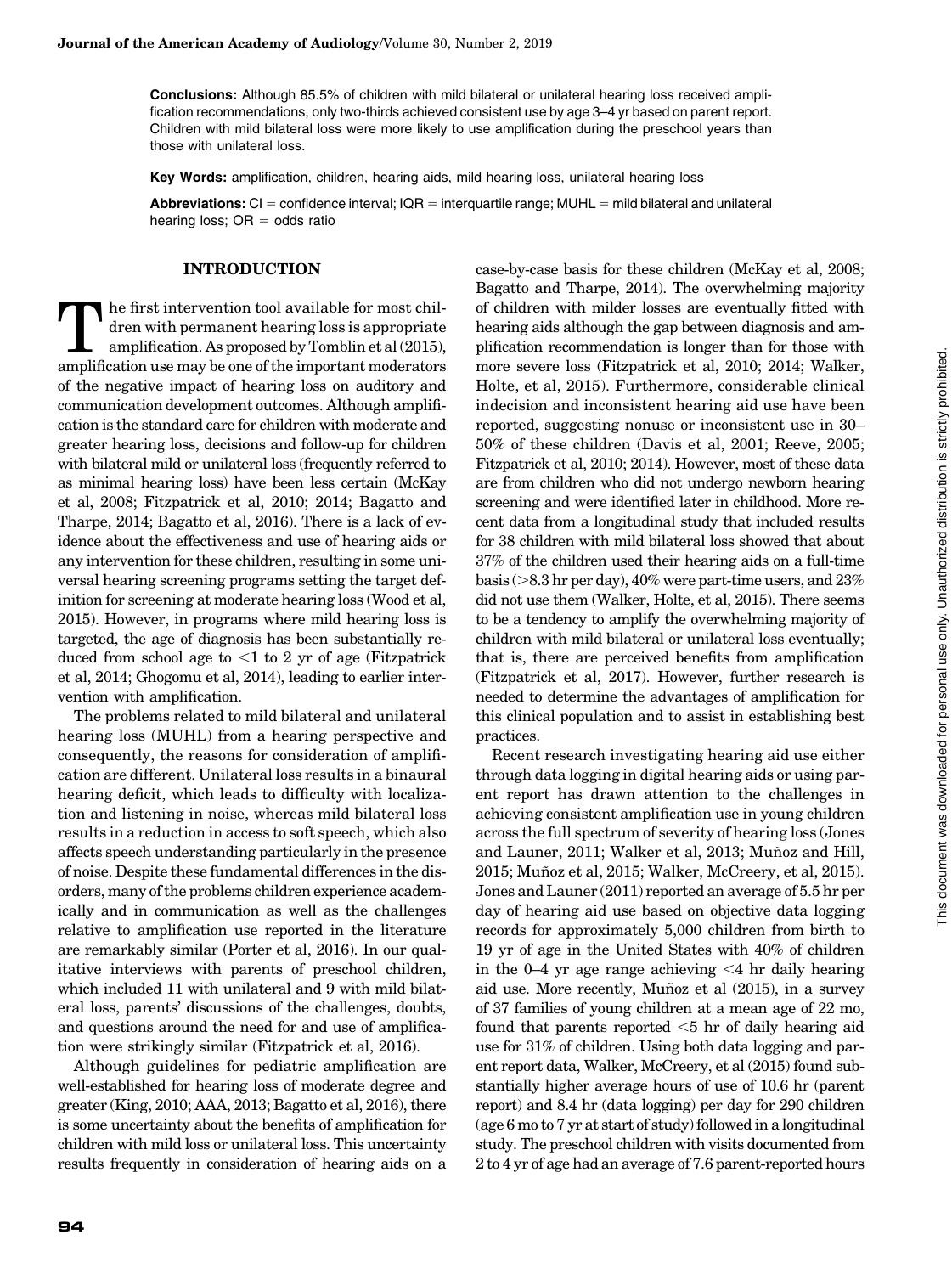**Conclusions:** Although 85.5% of children with mild bilateral or unilateral hearing loss received amplification recommendations, only two-thirds achieved consistent use by age 3–4 yr based on parent report. Children with mild bilateral loss were more likely to use amplification during the preschool years than those with unilateral loss.

**Key Words:** amplification, children, hearing aids, mild hearing loss, unilateral hearing loss

**Abbreviations:** CI = confidence interval; IQR = interquartile range; MUHL = mild bilateral and unilateral hearing loss; OR = odds ratio

## INTRODUCTION

The first intervention tool available for most children with permanent hearing loss is appropriate amplification. As proposed by Tomblin et al (2015), amplification use may be one of the important moderators of the negative impact of hearing loss on auditory and communication development outcomes. Although amplification is the standard care for children with moderate and greater hearing loss, decisions and follow-up for children with bilateral mild or unilateral loss (frequently referred to as minimal hearing loss) have been less certain (McKay et al, 2008; Fitzpatrick et al, 2010; 2014; Bagatto and Tharpe, 2014; Bagatto et al, 2016). There is a lack of evidence about the effectiveness and use of hearing aids or any intervention for these children, resulting in some universal hearing screening programs setting the target definition for screening at moderate hearing loss (Wood et al, 2015). However, in programs where mild hearing loss is targeted, the age of diagnosis has been substantially reduced from school age to <1 to 2 yr of age (Fitzpatrick et al, 2014; Ghogomu et al, 2014), leading to earlier intervention with amplification.

The problems related to mild bilateral and unilateral hearing loss (MUHL) from a hearing perspective and consequently, the reasons for consideration of amplification are different. Unilateral loss results in a binaural hearing deficit, which leads to difficulty with localization and listening in noise, whereas mild bilateral loss results in a reduction in access to soft speech, which also affects speech understanding particularly in the presence of noise. Despite these fundamental differences in the disorders, many of the problems children experience academically and in communication as well as the challenges relative to amplification use reported in the literature are remarkably similar (Porter et al, 2016). In our qualitative interviews with parents of preschool children, which included 11 with unilateral and 9 with mild bilateral loss, parents' discussions of the challenges, doubts, and questions around the need for and use of amplification were strikingly similar (Fitzpatrick et al, 2016).

Although guidelines for pediatric amplification are well-established for hearing loss of moderate degree and greater (King, 2010; AAA, 2013; Bagatto et al, 2016), there is some uncertainty about the benefits of amplification for children with mild loss or unilateral loss. This uncertainty results frequently in consideration of hearing aids on a case-by-case basis for these children (McKay et al, 2008; Bagatto and Tharpe, 2014). The overwhelming majority of children with milder losses are eventually fitted with hearing aids although the gap between diagnosis and amplification recommendation is longer than for those with more severe loss (Fitzpatrick et al, 2010; 2014; Walker, Holte, et al, 2015). Furthermore, considerable clinical indecision and inconsistent hearing aid use have been reported, suggesting nonuse or inconsistent use in 30–50% of these children (Davis et al, 2001; Reeve, 2005; Fitzpatrick et al, 2010; 2014). However, most of these data are from children who did not undergo newborn hearing screening and were identified later in childhood. More recent data from a longitudinal study that included results for 38 children with mild bilateral loss showed that about 37% of the children used their hearing aids on a full-time basis (>8.3 hr per day), 40% were part-time users, and 23% did not use them (Walker, Holte, et al, 2015). There seems to be a tendency to amplify the overwhelming majority of children with mild bilateral or unilateral loss eventually; that is, there are perceived benefits from amplification (Fitzpatrick et al, 2017). However, further research is needed to determine the advantages of amplification for this clinical population and to assist in establishing best practices.

Recent research investigating hearing aid use either through data logging in digital hearing aids or using parent report has drawn attention to the challenges in achieving consistent amplification use in young children across the full spectrum of severity of hearing loss (Jones and Launer, 2011; Walker et al, 2013; Muñoz and Hill, 2015; Muñoz et al, 2015; Walker, McCreery, et al, 2015). Jones and Launer (2011) reported an average of 5.5 hr per day of hearing aid use based on objective data logging records for approximately 5,000 children from birth to 19 yr of age in the United States with 40% of children in the 0–4 yr age range achieving <4 hr daily hearing aid use. More recently, Muñoz et al (2015), in a survey of 37 families of young children at a mean age of 22 mo, found that parents reported <5 hr of daily hearing aid use for 31% of children. Using both data logging and parent report data, Walker, McCreery, et al (2015) found substantially higher average hours of use of 10.6 hr (parent report) and 8.4 hr (data logging) per day for 290 children (age 6 mo to 7 yr at start of study) followed in a longitudinal study. The preschool children with visits documented from 2 to 4 yr of age had an average of 7.6 parent-reported hours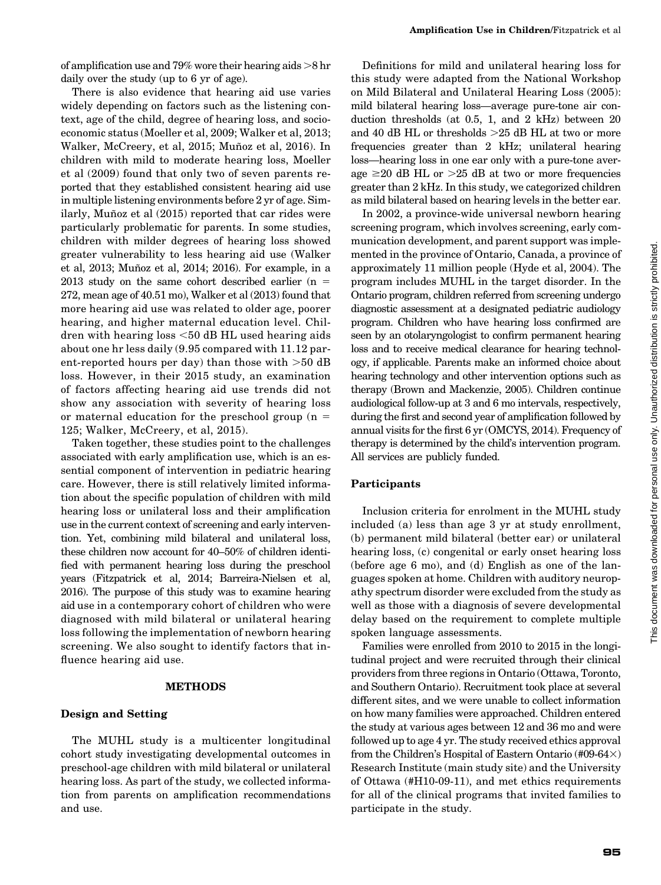of amplification use and 79% wore their hearing aids >8 hr daily over the study (up to 6 yr of age).

There is also evidence that hearing aid use varies widely depending on factors such as the listening context, age of the child, degree of hearing loss, and socioeconomic status (Moeller et al, 2009; Walker et al, 2013; Walker, McCreery, et al, 2015; Muñoz et al, 2016). In children with mild to moderate hearing loss, Moeller et al (2009) found that only two of seven parents reported that they established consistent hearing aid use in multiple listening environments before 2 yr of age. Similarly, Muñoz et al (2015) reported that car rides were particularly problematic for parents. In some studies, children with milder degrees of hearing loss showed greater vulnerability to less hearing aid use (Walker et al, 2013; Muñoz et al, 2014; 2016). For example, in a 2013 study on the same cohort described earlier (n = 272, mean age of 40.51 mo), Walker et al (2013) found that more hearing aid use was related to older age, poorer hearing, and higher maternal education level. Children with hearing loss <50 dB HL used hearing aids about one hr less daily (9.95 compared with 11.12 parent-reported hours per day) than those with >50 dB loss. However, in their 2015 study, an examination of factors affecting hearing aid use trends did not show any association with severity of hearing loss or maternal education for the preschool group (n = 125; Walker, McCreery, et al, 2015).

Taken together, these studies point to the challenges associated with early amplification use, which is an essential component of intervention in pediatric hearing care. However, there is still relatively limited information about the specific population of children with mild hearing loss or unilateral loss and their amplification use in the current context of screening and early intervention. Yet, combining mild bilateral and unilateral loss, these children now account for 40–50% of children identified with permanent hearing loss during the preschool years (Fitzpatrick et al, 2014; Barreira-Nielsen et al, 2016). The purpose of this study was to examine hearing aid use in a contemporary cohort of children who were diagnosed with mild bilateral or unilateral hearing loss following the implementation of newborn hearing screening. We also sought to identify factors that influence hearing aid use.

## METHODS

### Design and Setting

The MUHL study is a multicenter longitudinal cohort study investigating developmental outcomes in preschool-age children with mild bilateral or unilateral hearing loss. As part of the study, we collected information from parents on amplification recommendations and use.

Definitions for mild and unilateral hearing loss for this study were adapted from the National Workshop on Mild Bilateral and Unilateral Hearing Loss (2005): mild bilateral hearing loss—average pure-tone air conduction thresholds (at 0.5, 1, and 2 kHz) between 20 and 40 dB HL or thresholds >25 dB HL at two or more frequencies greater than 2 kHz; unilateral hearing loss—hearing loss in one ear only with a pure-tone average ≥20 dB HL or >25 dB at two or more frequencies greater than 2 kHz. In this study, we categorized children as mild bilateral based on hearing levels in the better ear.

In 2002, a province-wide universal newborn hearing screening program, which involves screening, early communication development, and parent support was implemented in the province of Ontario, Canada, a province of approximately 11 million people (Hyde et al, 2004). The program includes MUHL in the target disorder. In the Ontario program, children referred from screening undergo diagnostic assessment at a designated pediatric audiology program. Children who have hearing loss confirmed are seen by an otolaryngologist to confirm permanent hearing loss and to receive medical clearance for hearing technology, if applicable. Parents make an informed choice about hearing technology and other intervention options such as therapy (Brown and Mackenzie, 2005). Children continue audiological follow-up at 3 and 6 mo intervals, respectively, during the first and second year of amplification followed by annual visits for the first 6 yr (OMCYS, 2014). Frequency of therapy is determined by the child's intervention program. All services are publicly funded.

### Participants

Inclusion criteria for enrolment in the MUHL study included (a) less than age 3 yr at study enrollment, (b) permanent mild bilateral (better ear) or unilateral hearing loss, (c) congenital or early onset hearing loss (before age 6 mo), and (d) English as one of the languages spoken at home. Children with auditory neuropathy spectrum disorder were excluded from the study as well as those with a diagnosis of severe developmental delay based on the requirement to complete multiple spoken language assessments.

Families were enrolled from 2010 to 2015 in the longitudinal project and were recruited through their clinical providers from three regions in Ontario (Ottawa, Toronto, and Southern Ontario). Recruitment took place at several different sites, and we were unable to collect information on how many families were approached. Children entered the study at various ages between 12 and 36 mo and were followed up to age 4 yr. The study received ethics approval from the Children's Hospital of Eastern Ontario (#09-64×) Research Institute (main study site) and the University of Ottawa (#H10-09-11), and met ethics requirements for all of the clinical programs that invited families to participate in the study.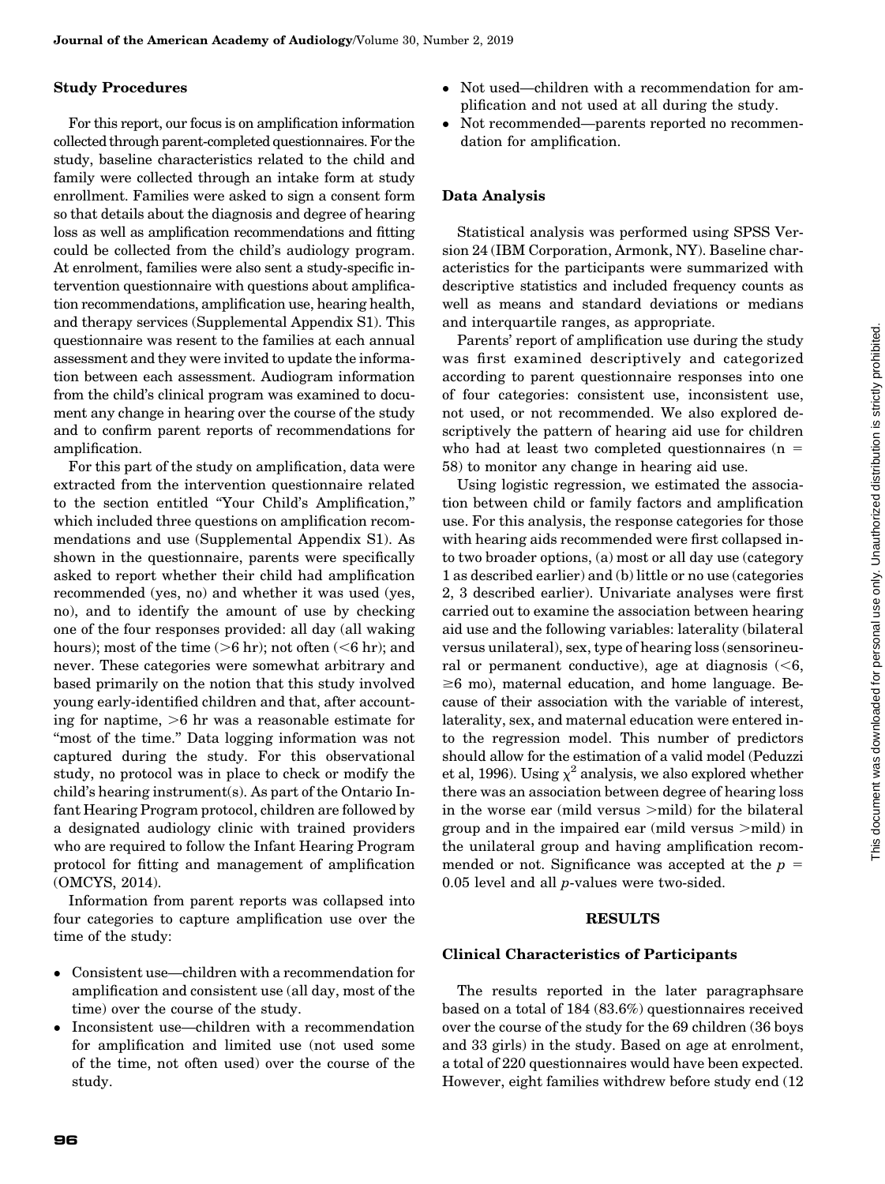### Study Procedures

For this report, our focus is on amplification information collected through parent-completed questionnaires. For the study, baseline characteristics related to the child and family were collected through an intake form at study enrollment. Families were asked to sign a consent form so that details about the diagnosis and degree of hearing loss as well as amplification recommendations and fitting could be collected from the child's audiology program. At enrolment, families were also sent a study-specific intervention questionnaire with questions about amplification recommendations, amplification use, hearing health, and therapy services (Supplemental Appendix S1). This questionnaire was resent to the families at each annual assessment and they were invited to update the information between each assessment. Audiogram information from the child's clinical program was examined to document any change in hearing over the course of the study and to confirm parent reports of recommendations for amplification.

For this part of the study on amplification, data were extracted from the intervention questionnaire related to the section entitled "Your Child's Amplification," which included three questions on amplification recommendations and use (Supplemental Appendix S1). As shown in the questionnaire, parents were specifically asked to report whether their child had amplification recommended (yes, no) and whether it was used (yes, no), and to identify the amount of use by checking one of the four responses provided: all day (all waking hours); most of the time (>6 hr); not often (<6 hr); and never. These categories were somewhat arbitrary and based primarily on the notion that this study involved young early-identified children and that, after accounting for naptime, >6 hr was a reasonable estimate for "most of the time." Data logging information was not captured during the study. For this observational study, no protocol was in place to check or modify the child's hearing instrument(s). As part of the Ontario Infant Hearing Program protocol, children are followed by a designated audiology clinic with trained providers who are required to follow the Infant Hearing Program protocol for fitting and management of amplification (OMCYS, 2014).

Information from parent reports was collapsed into four categories to capture amplification use over the time of the study:

- Consistent use—children with a recommendation for amplification and consistent use (all day, most of the time) over the course of the study.
- Inconsistent use—children with a recommendation for amplification and limited use (not used some of the time, not often used) over the course of the study.
- Not used—children with a recommendation for amplification and not used at all during the study.
- Not recommended—parents reported no recommendation for amplification.

### Data Analysis

Statistical analysis was performed using SPSS Version 24 (IBM Corporation, Armonk, NY). Baseline characteristics for the participants were summarized with descriptive statistics and included frequency counts as well as means and standard deviations or medians and interquartile ranges, as appropriate.

Parents' report of amplification use during the study was first examined descriptively and categorized according to parent questionnaire responses into one of four categories: consistent use, inconsistent use, not used, or not recommended. We also explored descriptively the pattern of hearing aid use for children who had at least two completed questionnaires ($n = 58$) to monitor any change in hearing aid use.

Using logistic regression, we estimated the association between child or family factors and amplification use. For this analysis, the response categories for those with hearing aids recommended were first collapsed into two broader options, (a) most or all day use (category 1 as described earlier) and (b) little or no use (categories 2, 3 described earlier). Univariate analyses were first carried out to examine the association between hearing aid use and the following variables: laterality (bilateral versus unilateral), sex, type of hearing loss (sensorineural or permanent conductive), age at diagnosis (<6, ≥6 mo), maternal education, and home language. Because of their association with the variable of interest, laterality, sex, and maternal education were entered into the regression model. This number of predictors should allow for the estimation of a valid model (Peduzzi et al, 1996). Using $\chi^2$ analysis, we also explored whether there was an association between degree of hearing loss in the worse ear (mild versus >mild) for the bilateral group and in the impaired ear (mild versus >mild) in the unilateral group and having amplification recommended or not. Significance was accepted at the $p = 0.05$ level and all $p$-values were two-sided.

## RESULTS

### Clinical Characteristics of Participants

The results reported in the later paragraphsare based on a total of 184 (83.6%) questionnaires received over the course of the study for the 69 children (36 boys and 33 girls) in the study. Based on age at enrolment, a total of 220 questionnaires would have been expected. However, eight families withdrew before study end (12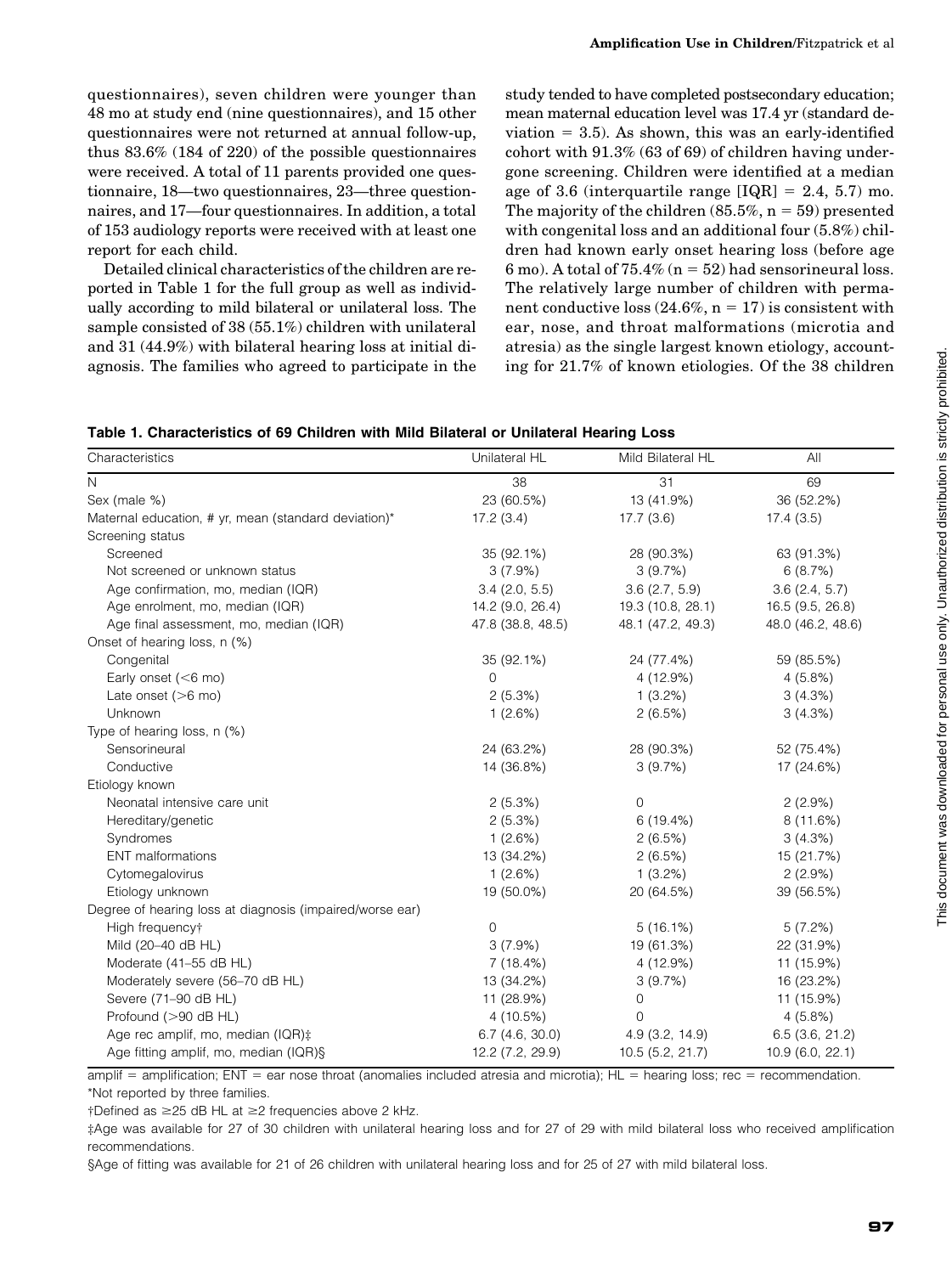questionnaires), seven children were younger than 48 mo at study end (nine questionnaires), and 15 other questionnaires were not returned at annual follow-up, thus 83.6% (184 of 220) of the possible questionnaires were received. A total of 11 parents provided one questionnaire, 18—two questionnaires, 23—three questionnaires, and 17—four questionnaires. In addition, a total of 153 audiology reports were received with at least one report for each child.

Detailed clinical characteristics of the children are reported in Table 1 for the full group as well as individually according to mild bilateral or unilateral loss. The sample consisted of 38 (55.1%) children with unilateral and 31 (44.9%) with bilateral hearing loss at initial diagnosis. The families who agreed to participate in the study tended to have completed postsecondary education; mean maternal education level was 17.4 yr (standard deviation = 3.5). As shown, this was an early-identified cohort with 91.3% (63 of 69) of children having undergone screening. Children were identified at a median age of 3.6 (interquartile range [IQR] = 2.4, 5.7) mo. The majority of the children (85.5%, n = 59) presented with congenital loss and an additional four (5.8%) children had known early onset hearing loss (before age 6 mo). A total of 75.4% (n = 52) had sensorineural loss. The relatively large number of children with permanent conductive loss (24.6%, n = 17) is consistent with ear, nose, and throat malformations (microtia and atresia) as the single largest known etiology, accounting for 21.7% of known etiologies. Of the 38 children

**Table 1. Characteristics of 69 Children with Mild Bilateral or Unilateral Hearing Loss**

| Characteristics | Unilateral HL | Mild Bilateral HL | All |
|---|---|---|---|
| N | 38 | 31 | 69 |
| Sex (male %) | 23 (60.5%) | 13 (41.9%) | 36 (52.2%) |
| Maternal education, # yr, mean (standard deviation)* | 17.2 (3.4) | 17.7 (3.6) | 17.4 (3.5) |
| Screening status | | | |
| Screened | 35 (92.1%) | 28 (90.3%) | 63 (91.3%) |
| Not screened or unknown status | 3 (7.9%) | 3 (9.7%) | 6 (8.7%) |
| Age confirmation, mo, median (IQR) | 3.4 (2.0, 5.5) | 3.6 (2.7, 5.9) | 3.6 (2.4, 5.7) |
| Age enrolment, mo, median (IQR) | 14.2 (9.0, 26.4) | 19.3 (10.8, 28.1) | 16.5 (9.5, 26.8) |
| Age final assessment, mo, median (IQR) | 47.8 (38.8, 48.5) | 48.1 (47.2, 49.3) | 48.0 (46.2, 48.6) |
| Onset of hearing loss, n (%) | | | |
| Congenital | 35 (92.1%) | 24 (77.4%) | 59 (85.5%) |
| Early onset (<6 mo) | 0 | 4 (12.9%) | 4 (5.8%) |
| Late onset (>6 mo) | 2 (5.3%) | 1 (3.2%) | 3 (4.3%) |
| Unknown | 1 (2.6%) | 2 (6.5%) | 3 (4.3%) |
| Type of hearing loss, n (%) | | | |
| Sensorineural | 24 (63.2%) | 28 (90.3%) | 52 (75.4%) |
| Conductive | 14 (36.8%) | 3 (9.7%) | 17 (24.6%) |
| Etiology known | | | |
| Neonatal intensive care unit | 2 (5.3%) | 0 | 2 (2.9%) |
| Hereditary/genetic | 2 (5.3%) | 6 (19.4%) | 8 (11.6%) |
| Syndromes | 1 (2.6%) | 2 (6.5%) | 3 (4.3%) |
| ENT malformations | 13 (34.2%) | 2 (6.5%) | 15 (21.7%) |
| Cytomegalovirus | 1 (2.6%) | 1 (3.2%) | 2 (2.9%) |
| Etiology unknown | 19 (50.0%) | 20 (64.5%) | 39 (56.5%) |
| Degree of hearing loss at diagnosis (impaired/worse ear) | | | |
| High frequency† | 0 | 5 (16.1%) | 5 (7.2%) |
| Mild (20–40 dB HL) | 3 (7.9%) | 19 (61.3%) | 22 (31.9%) |
| Moderate (41–55 dB HL) | 7 (18.4%) | 4 (12.9%) | 11 (15.9%) |
| Moderately severe (56–70 dB HL) | 13 (34.2%) | 3 (9.7%) | 16 (23.2%) |
| Severe (71–90 dB HL) | 11 (28.9%) | 0 | 11 (15.9%) |
| Profound (>90 dB HL) | 4 (10.5%) | 0 | 4 (5.8%) |
| Age rec amplif, mo, median (IQR)‡ | 6.7 (4.6, 30.0) | 4.9 (3.2, 14.9) | 6.5 (3.6, 21.2) |
| Age fitting amplif, mo, median (IQR)§ | 12.2 (7.2, 29.9) | 10.5 (5.2, 21.7) | 10.9 (6.0, 22.1) |

amplif = amplification; ENT = ear nose throat (anomalies included atresia and microtia); HL = hearing loss; rec = recommendation.
*Not reported by three families.
†Defined as ≥25 dB HL at ≥2 frequencies above 2 kHz.
‡Age was available for 27 of 30 children with unilateral hearing loss and for 27 of 29 with mild bilateral loss who received amplification recommendations.
§Age of fitting was available for 21 of 26 children with unilateral hearing loss and for 25 of 27 with mild bilateral loss.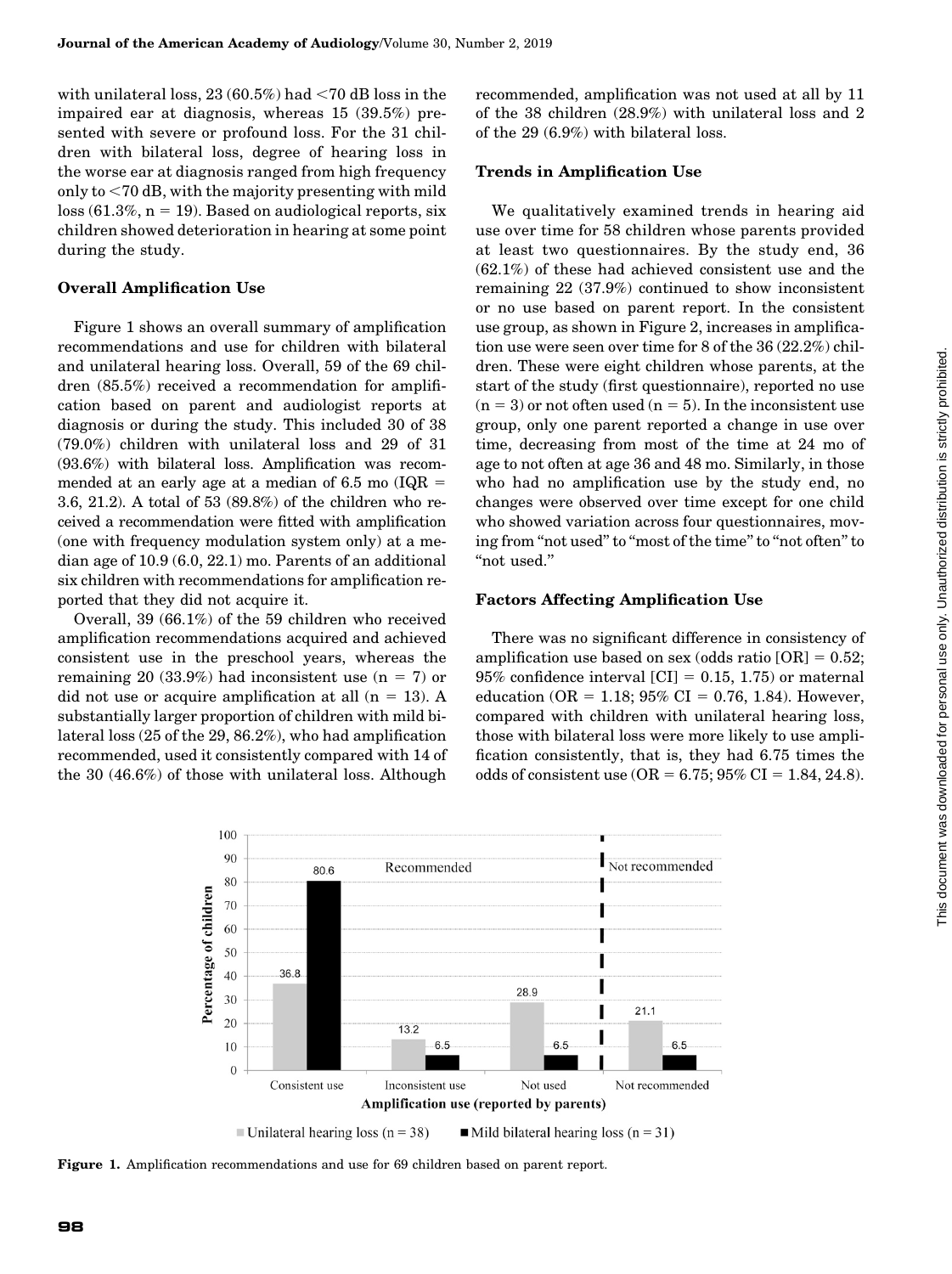with unilateral loss, 23 (60.5%) had <70 dB loss in the impaired ear at diagnosis, whereas 15 (39.5%) presented with severe or profound loss. For the 31 children with bilateral loss, degree of hearing loss in the worse ear at diagnosis ranged from high frequency only to <70 dB, with the majority presenting with mild loss (61.3%, n = 19). Based on audiological reports, six children showed deterioration in hearing at some point during the study.

### Overall Amplification Use

Figure 1 shows an overall summary of amplification recommendations and use for children with bilateral and unilateral hearing loss. Overall, 59 of the 69 children (85.5%) received a recommendation for amplification based on parent and audiologist reports at diagnosis or during the study. This included 30 of 38 (79.0%) children with unilateral loss and 29 of 31 (93.6%) with bilateral loss. Amplification was recommended at an early age at a median of 6.5 mo (IQR = 3.6, 21.2). A total of 53 (89.8%) of the children who received a recommendation were fitted with amplification (one with frequency modulation system only) at a median age of 10.9 (6.0, 22.1) mo. Parents of an additional six children with recommendations for amplification reported that they did not acquire it.

Overall, 39 (66.1%) of the 59 children who received amplification recommendations acquired and achieved consistent use in the preschool years, whereas the remaining 20 (33.9%) had inconsistent use (n = 7) or did not use or acquire amplification at all (n = 13). A substantially larger proportion of children with mild bilateral loss (25 of the 29, 86.2%), who had amplification recommended, used it consistently compared with 14 of the 30 (46.6%) of those with unilateral loss. Although recommended, amplification was not used at all by 11 of the 38 children (28.9%) with unilateral loss and 2 of the 29 (6.9%) with bilateral loss.

### Trends in Amplification Use

We qualitatively examined trends in hearing aid use over time for 58 children whose parents provided at least two questionnaires. By the study end, 36 (62.1%) of these had achieved consistent use and the remaining 22 (37.9%) continued to show inconsistent or no use based on parent report. In the consistent use group, as shown in Figure 2, increases in amplification use were seen over time for 8 of the 36 (22.2%) children. These were eight children whose parents, at the start of the study (first questionnaire), reported no use (n = 3) or not often used (n = 5). In the inconsistent use group, only one parent reported a change in use over time, decreasing from most of the time at 24 mo of age to not often at age 36 and 48 mo. Similarly, in those who had no amplification use by the study end, no changes were observed over time except for one child who showed variation across four questionnaires, moving from "not used" to "most of the time" to "not often" to "not used."

### Factors Affecting Amplification Use

There was no significant difference in consistency of amplification use based on sex (odds ratio [OR] = 0.52; 95% confidence interval [CI] = 0.15, 1.75) or maternal education (OR = 1.18; 95% CI = 0.76, 1.84). However, compared with children with unilateral hearing loss, those with bilateral loss were more likely to use amplification consistently, that is, they had 6.75 times the odds of consistent use (OR = 6.75; 95% CI = 1.84, 24.8).

| Amplification use (reported by parents) | Unilateral hearing loss (n = 38) | Mild bilateral hearing loss (n = 31) |
|---|---|---|
| Recommended: Consistent use | 36.8 | 80.6 |
| Recommended: Inconsistent use | 13.2 | 6.5 |
| Recommended: Not used | 28.9 | 6.5 |
| Not recommended | 21.1 | 6.5 |

**Figure 1.** Amplification recommendations and use for 69 children based on parent report.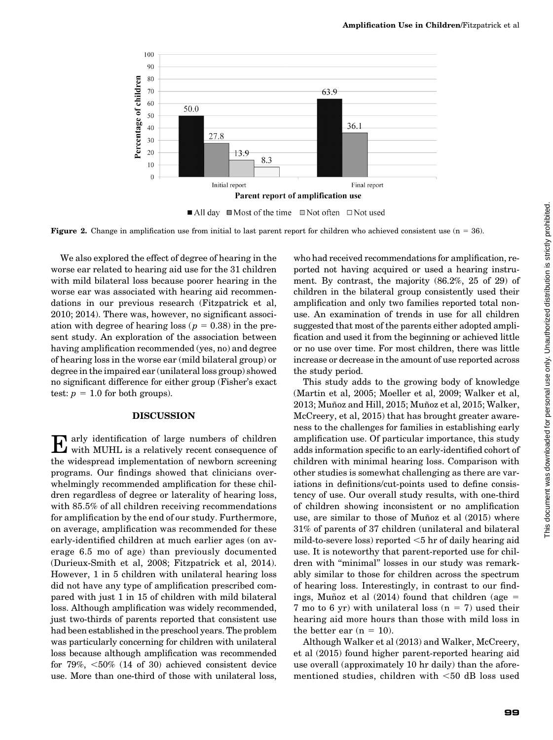Figure 2. Change in amplification use from initial to last parent report for children who achieved consistent use (n = 36).

We also explored the effect of degree of hearing in the worse ear related to hearing aid use for the 31 children with mild bilateral loss because poorer hearing in the worse ear was associated with hearing aid recommendations in our previous research (Fitzpatrick et al, 2010; 2014). There was, however, no significant association with degree of hearing loss ($p = 0.38$) in the present study. An exploration of the association between having amplification recommended (yes, no) and degree of hearing loss in the worse ear (mild bilateral group) or degree in the impaired ear (unilateral loss group) showed no significant difference for either group (Fisher's exact test: $p = 1.0$ for both groups).

## DISCUSSION

Early identification of large numbers of children with MUHL is a relatively recent consequence of the widespread implementation of newborn screening programs. Our findings showed that clinicians overwhelmingly recommended amplification for these children regardless of degree or laterality of hearing loss, with 85.5% of all children receiving recommendations for amplification by the end of our study. Furthermore, on average, amplification was recommended for these early-identified children at much earlier ages (on average 6.5 mo of age) than previously documented (Durieux-Smith et al, 2008; Fitzpatrick et al, 2014). However, 1 in 5 children with unilateral hearing loss did not have any type of amplification prescribed compared with just 1 in 15 of children with mild bilateral loss. Although amplification was widely recommended, just two-thirds of parents reported that consistent use had been established in the preschool years. The problem was particularly concerning for children with unilateral loss because although amplification was recommended for 79%, <50% (14 of 30) achieved consistent device use. More than one-third of those with unilateral loss, who had received recommendations for amplification, reported not having acquired or used a hearing instrument. By contrast, the majority (86.2%, 25 of 29) of children in the bilateral group consistently used their amplification and only two families reported total non-use. An examination of trends in use for all children suggested that most of the parents either adopted amplification and used it from the beginning or achieved little or no use over time. For most children, there was little increase or decrease in the amount of use reported across the study period.

This study adds to the growing body of knowledge (Martin et al, 2005; Moeller et al, 2009; Walker et al, 2013; Muñoz and Hill, 2015; Muñoz et al, 2015; Walker, McCreery, et al, 2015) that has brought greater awareness to the challenges for families in establishing early amplification use. Of particular importance, this study adds information specific to an early-identified cohort of children with minimal hearing loss. Comparison with other studies is somewhat challenging as there are variations in definitions/cut-points used to define consistency of use. Our overall study results, with one-third of children showing inconsistent or no amplification use, are similar to those of Muñoz et al (2015) where 31% of parents of 37 children (unilateral and bilateral mild-to-severe loss) reported <5 hr of daily hearing aid use. It is noteworthy that parent-reported use for children with "minimal" losses in our study was remarkably similar to those for children across the spectrum of hearing loss. Interestingly, in contrast to our findings, Muñoz et al (2014) found that children (age = 7 mo to 6 yr) with unilateral loss (n = 7) used their hearing aid more hours than those with mild loss in the better ear (n = 10).

Although Walker et al (2013) and Walker, McCreery, et al (2015) found higher parent-reported hearing aid use overall (approximately 10 hr daily) than the aforementioned studies, children with <50 dB loss used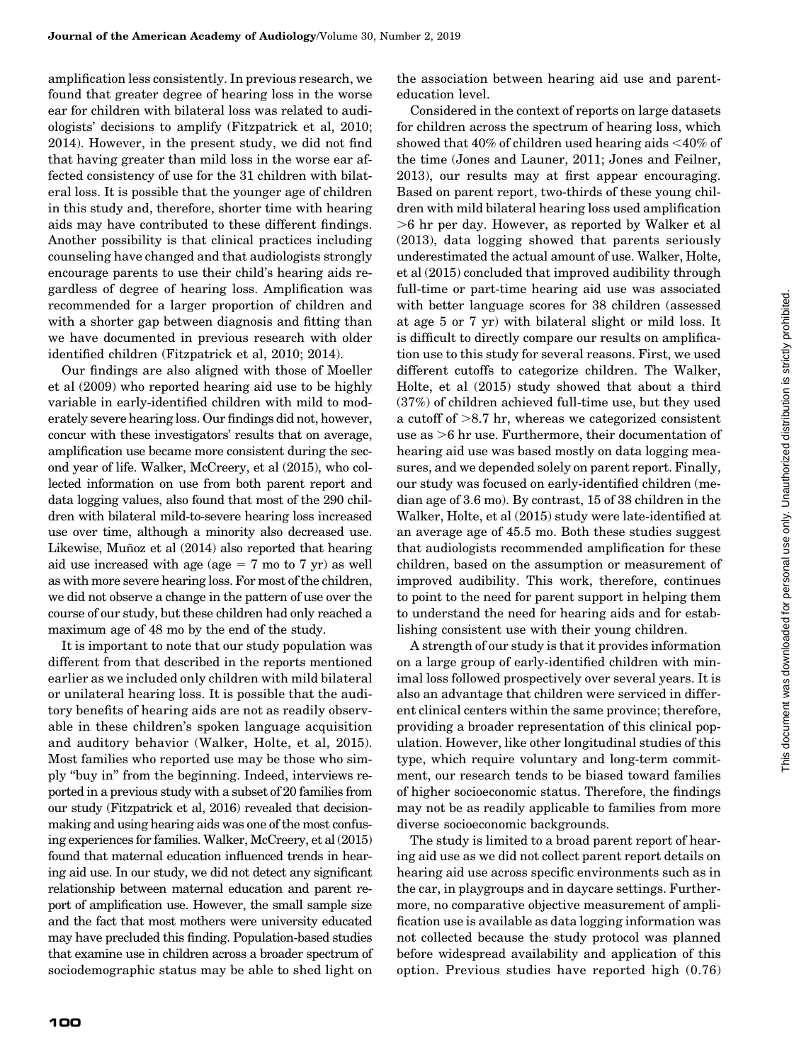amplification less consistently. In previous research, we found that greater degree of hearing loss in the worse ear for children with bilateral loss was related to audiologists' decisions to amplify (Fitzpatrick et al, 2010; 2014). However, in the present study, we did not find that having greater than mild loss in the worse ear affected consistency of use for the 31 children with bilateral loss. It is possible that the younger age of children in this study and, therefore, shorter time with hearing aids may have contributed to these different findings. Another possibility is that clinical practices including counseling have changed and that audiologists strongly encourage parents to use their child's hearing aids regardless of degree of hearing loss. Amplification was recommended for a larger proportion of children and with a shorter gap between diagnosis and fitting than we have documented in previous research with older identified children (Fitzpatrick et al, 2010; 2014).

Our findings are also aligned with those of Moeller et al (2009) who reported hearing aid use to be highly variable in early-identified children with mild to moderately severe hearing loss. Our findings did not, however, concur with these investigators' results that on average, amplification use became more consistent during the second year of life. Walker, McCreery, et al (2015), who collected information on use from both parent report and data logging values, also found that most of the 290 children with bilateral mild-to-severe hearing loss increased use over time, although a minority also decreased use. Likewise, Muñoz et al (2014) also reported that hearing aid use increased with age (age = 7 mo to 7 yr) as well as with more severe hearing loss. For most of the children, we did not observe a change in the pattern of use over the course of our study, but these children had only reached a maximum age of 48 mo by the end of the study.

It is important to note that our study population was different from that described in the reports mentioned earlier as we included only children with mild bilateral or unilateral hearing loss. It is possible that the auditory benefits of hearing aids are not as readily observable in these children's spoken language acquisition and auditory behavior (Walker, Holte, et al, 2015). Most families who reported use may be those who simply "buy in" from the beginning. Indeed, interviews reported in a previous study with a subset of 20 families from our study (Fitzpatrick et al, 2016) revealed that decision-making and using hearing aids was one of the most confusing experiences for families. Walker, McCreery, et al (2015) found that maternal education influenced trends in hearing aid use. In our study, we did not detect any significant relationship between maternal education and parent report of amplification use. However, the small sample size and the fact that most mothers were university educated may have precluded this finding. Population-based studies that examine use in children across a broader spectrum of sociodemographic status may be able to shed light on the association between hearing aid use and parent-education level.

Considered in the context of reports on large datasets for children across the spectrum of hearing loss, which showed that 40% of children used hearing aids <40% of the time (Jones and Launer, 2011; Jones and Feilner, 2013), our results may at first appear encouraging. Based on parent report, two-thirds of these young children with mild bilateral hearing loss used amplification >6 hr per day. However, as reported by Walker et al (2013), data logging showed that parents seriously underestimated the actual amount of use. Walker, Holte, et al (2015) concluded that improved audibility through full-time or part-time hearing aid use was associated with better language scores for 38 children (assessed at age 5 or 7 yr) with bilateral slight or mild loss. It is difficult to directly compare our results on amplification use to this study for several reasons. First, we used different cutoffs to categorize children. The Walker, Holte, et al (2015) study showed that about a third (37%) of children achieved full-time use, but they used a cutoff of >8.7 hr, whereas we categorized consistent use as >6 hr use. Furthermore, their documentation of hearing aid use was based mostly on data logging measures, and we depended solely on parent report. Finally, our study was focused on early-identified children (median age of 3.6 mo). By contrast, 15 of 38 children in the Walker, Holte, et al (2015) study were late-identified at an average age of 45.5 mo. Both these studies suggest that audiologists recommended amplification for these children, based on the assumption or measurement of improved audibility. This work, therefore, continues to point to the need for parent support in helping them to understand the need for hearing aids and for establishing consistent use with their young children.

A strength of our study is that it provides information on a large group of early-identified children with minimal loss followed prospectively over several years. It is also an advantage that children were serviced in different clinical centers within the same province; therefore, providing a broader representation of this clinical population. However, like other longitudinal studies of this type, which require voluntary and long-term commitment, our research tends to be biased toward families of higher socioeconomic status. Therefore, the findings may not be as readily applicable to families from more diverse socioeconomic backgrounds.

The study is limited to a broad parent report of hearing aid use as we did not collect parent report details on hearing aid use across specific environments such as in the car, in playgroups and in daycare settings. Furthermore, no comparative objective measurement of amplification use is available as data logging information was not collected because the study protocol was planned before widespread availability and application of this option. Previous studies have reported high (0.76)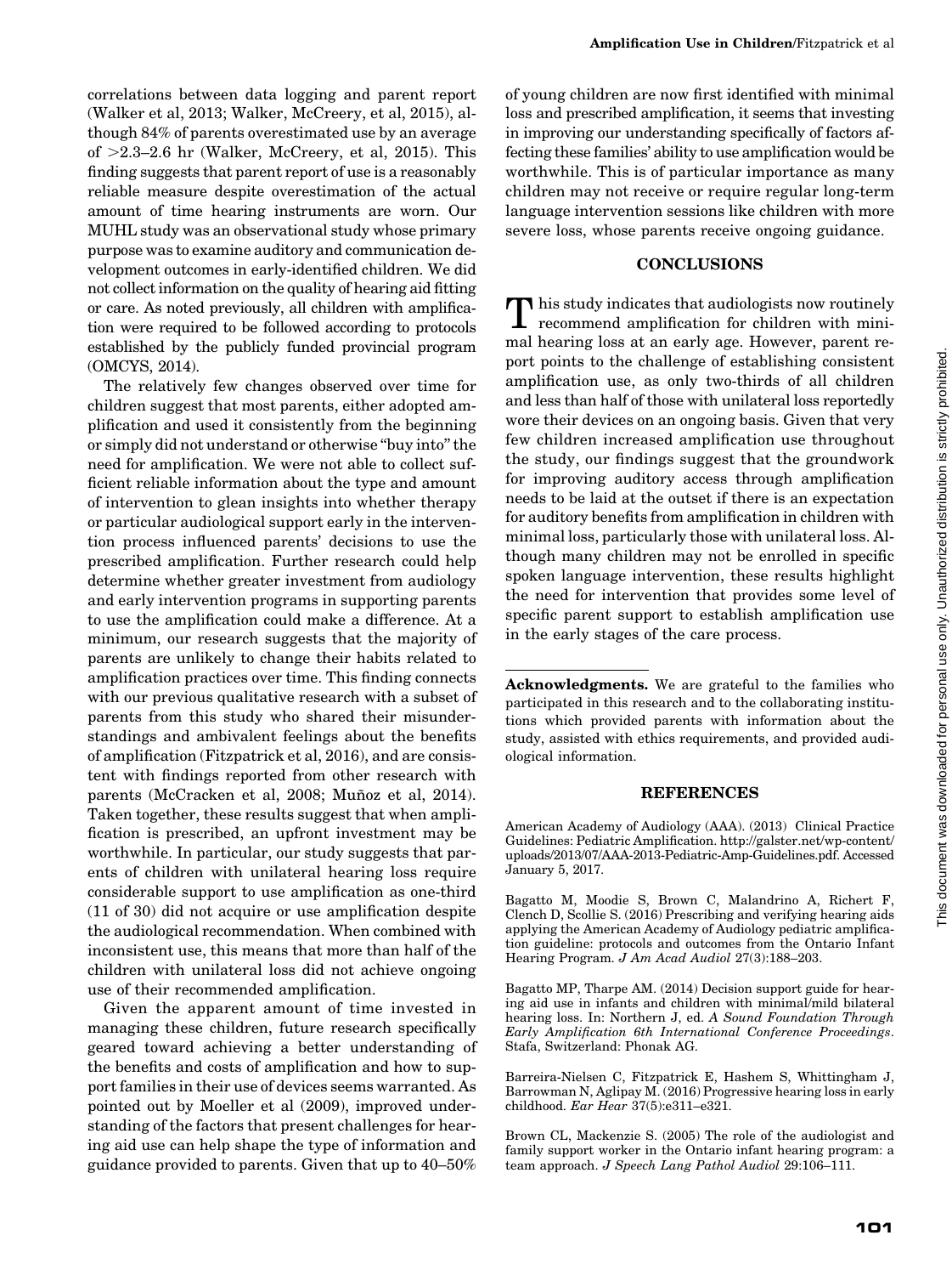correlations between data logging and parent report (Walker et al, 2013; Walker, McCreery, et al, 2015), although 84% of parents overestimated use by an average of >2.3–2.6 hr (Walker, McCreery, et al, 2015). This finding suggests that parent report of use is a reasonably reliable measure despite overestimation of the actual amount of time hearing instruments are worn. Our MUHL study was an observational study whose primary purpose was to examine auditory and communication development outcomes in early-identified children. We did not collect information on the quality of hearing aid fitting or care. As noted previously, all children with amplification were required to be followed according to protocols established by the publicly funded provincial program (OMCYS, 2014).

The relatively few changes observed over time for children suggest that most parents, either adopted amplification and used it consistently from the beginning or simply did not understand or otherwise "buy into" the need for amplification. We were not able to collect sufficient reliable information about the type and amount of intervention to glean insights into whether therapy or particular audiological support early in the intervention process influenced parents' decisions to use the prescribed amplification. Further research could help determine whether greater investment from audiology and early intervention programs in supporting parents to use the amplification could make a difference. At a minimum, our research suggests that the majority of parents are unlikely to change their habits related to amplification practices over time. This finding connects with our previous qualitative research with a subset of parents from this study who shared their misunderstandings and ambivalent feelings about the benefits of amplification (Fitzpatrick et al, 2016), and are consistent with findings reported from other research with parents (McCracken et al, 2008; Muñoz et al, 2014). Taken together, these results suggest that when amplification is prescribed, an upfront investment may be worthwhile. In particular, our study suggests that parents of children with unilateral hearing loss require considerable support to use amplification as one-third (11 of 30) did not acquire or use amplification despite the audiological recommendation. When combined with inconsistent use, this means that more than half of the children with unilateral loss did not achieve ongoing use of their recommended amplification.

Given the apparent amount of time invested in managing these children, future research specifically geared toward achieving a better understanding of the benefits and costs of amplification and how to support families in their use of devices seems warranted. As pointed out by Moeller et al (2009), improved understanding of the factors that present challenges for hearing aid use can help shape the type of information and guidance provided to parents. Given that up to 40–50% of young children are now first identified with minimal loss and prescribed amplification, it seems that investing in improving our understanding specifically of factors affecting these families' ability to use amplification would be worthwhile. This is of particular importance as many children may not receive or require regular long-term language intervention sessions like children with more severe loss, whose parents receive ongoing guidance.

## CONCLUSIONS

This study indicates that audiologists now routinely recommend amplification for children with minimal hearing loss at an early age. However, parent report points to the challenge of establishing consistent amplification use, as only two-thirds of all children and less than half of those with unilateral loss reportedly wore their devices on an ongoing basis. Given that very few children increased amplification use throughout the study, our findings suggest that the groundwork for improving auditory access through amplification needs to be laid at the outset if there is an expectation for auditory benefits from amplification in children with minimal loss, particularly those with unilateral loss. Although many children may not be enrolled in specific spoken language intervention, these results highlight the need for intervention that provides some level of specific parent support to establish amplification use in the early stages of the care process.

**Acknowledgments.** We are grateful to the families who participated in this research and to the collaborating institutions which provided parents with information about the study, assisted with ethics requirements, and provided audiological information.

## REFERENCES

American Academy of Audiology (AAA). (2013) Clinical Practice Guidelines: Pediatric Amplification. http://galster.net/wp-content/uploads/2013/07/AAA-2013-Pediatric-Amp-Guidelines.pdf. Accessed January 5, 2017.

Bagatto M, Moodie S, Brown C, Malandrino A, Richert F, Clench D, Scollie S. (2016) Prescribing and verifying hearing aids applying the American Academy of Audiology pediatric amplification guideline: protocols and outcomes from the Ontario Infant Hearing Program. *J Am Acad Audiol* 27(3):188–203.

Bagatto MP, Tharpe AM. (2014) Decision support guide for hearing aid use in infants and children with minimal/mild bilateral hearing loss. In: Northern J, ed. *A Sound Foundation Through Early Amplification 6th International Conference Proceedings*. Stafa, Switzerland: Phonak AG.

Barreira-Nielsen C, Fitzpatrick E, Hashem S, Whittingham J, Barrowman N, Aglipay M. (2016) Progressive hearing loss in early childhood. *Ear Hear* 37(5):e311–e321.

Brown CL, Mackenzie S. (2005) The role of the audiologist and family support worker in the Ontario infant hearing program: a team approach. *J Speech Lang Pathol Audiol* 29:106–111.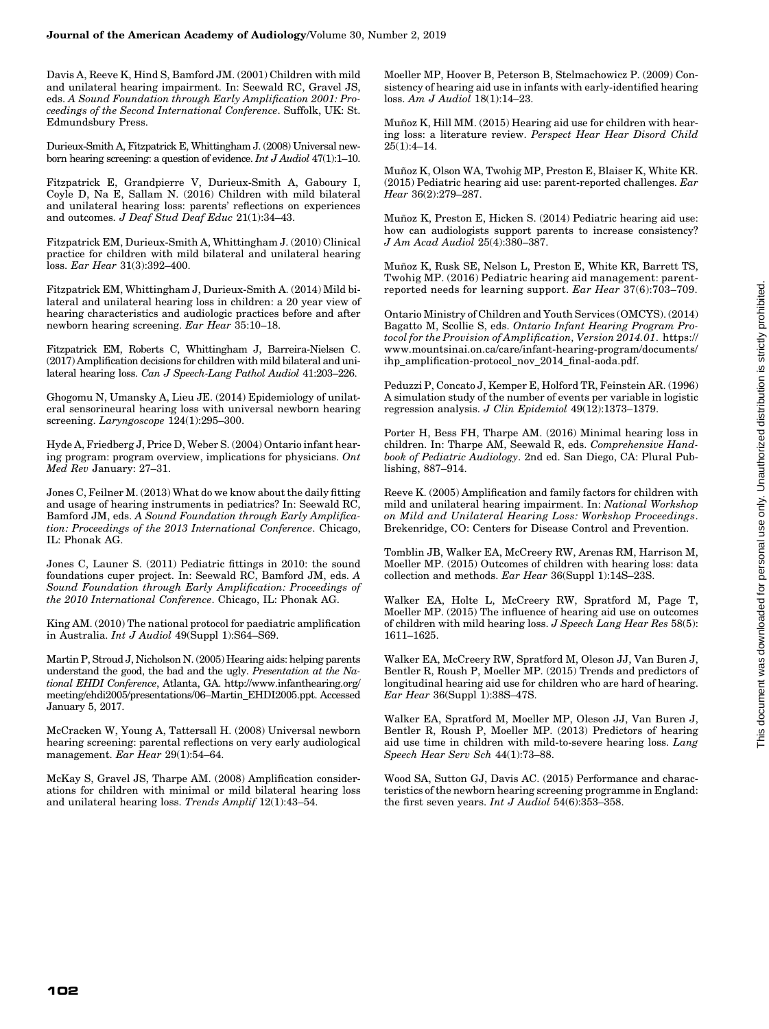Davis A, Reeve K, Hind S, Bamford JM. (2001) Children with mild and unilateral hearing impairment. In: Seewald RC, Gravel JS, eds. *A Sound Foundation through Early Amplification 2001: Proceedings of the Second International Conference*. Suffolk, UK: St. Edmundsbury Press.

Durieux-Smith A, Fitzpatrick E, Whittingham J. (2008) Universal newborn hearing screening: a question of evidence. *Int J Audiol* 47(1):1–10.

Fitzpatrick E, Grandpierre V, Durieux-Smith A, Gaboury I, Coyle D, Na E, Sallam N. (2016) Children with mild bilateral and unilateral hearing loss: parents' reflections on experiences and outcomes. *J Deaf Stud Deaf Educ* 21(1):34–43.

Fitzpatrick EM, Durieux-Smith A, Whittingham J. (2010) Clinical practice for children with mild bilateral and unilateral hearing loss. *Ear Hear* 31(3):392–400.

Fitzpatrick EM, Whittingham J, Durieux-Smith A. (2014) Mild bilateral and unilateral hearing loss in children: a 20 year view of hearing characteristics and audiologic practices before and after newborn hearing screening. *Ear Hear* 35:10–18.

Fitzpatrick EM, Roberts C, Whittingham J, Barreira-Nielsen C. (2017) Amplification decisions for children with mild bilateral and unilateral hearing loss. *Can J Speech-Lang Pathol Audiol* 41:203–226.

Ghogomu N, Umansky A, Lieu JE. (2014) Epidemiology of unilateral sensorineural hearing loss with universal newborn hearing screening. *Laryngoscope* 124(1):295–300.

Hyde A, Friedberg J, Price D, Weber S. (2004) Ontario infant hearing program: program overview, implications for physicians. *Ont Med Rev* January: 27–31.

Jones C, Feilner M. (2013) What do we know about the daily fitting and usage of hearing instruments in pediatrics? In: Seewald RC, Bamford JM, eds. *A Sound Foundation through Early Amplification: Proceedings of the 2013 International Conference*. Chicago, IL: Phonak AG.

Jones C, Launer S. (2011) Pediatric fittings in 2010: the sound foundations cuper project. In: Seewald RC, Bamford JM, eds. *A Sound Foundation through Early Amplification: Proceedings of the 2010 International Conference*. Chicago, IL: Phonak AG.

King AM. (2010) The national protocol for paediatric amplification in Australia. *Int J Audiol* 49(Suppl 1):S64–S69.

Martin P, Stroud J, Nicholson N. (2005) Hearing aids: helping parents understand the good, the bad and the ugly. *Presentation at the National EHDI Conference*, Atlanta, GA. http://www.infanthearing.org/meeting/ehdi2005/presentations/06–Martin_EHDI2005.ppt. Accessed January 5, 2017.

McCracken W, Young A, Tattersall H. (2008) Universal newborn hearing screening: parental reflections on very early audiological management. *Ear Hear* 29(1):54–64.

McKay S, Gravel JS, Tharpe AM. (2008) Amplification considerations for children with minimal or mild bilateral hearing loss and unilateral hearing loss. *Trends Amplif* 12(1):43–54.

Moeller MP, Hoover B, Peterson B, Stelmachowicz P. (2009) Consistency of hearing aid use in infants with early-identified hearing loss. *Am J Audiol* 18(1):14–23.

Muñoz K, Hill MM. (2015) Hearing aid use for children with hearing loss: a literature review. *Perspect Hear Hear Disord Child* 25(1):4–14.

Muñoz K, Olson WA, Twohig MP, Preston E, Blaiser K, White KR. (2015) Pediatric hearing aid use: parent-reported challenges. *Ear Hear* 36(2):279–287.

Muñoz K, Preston E, Hicken S. (2014) Pediatric hearing aid use: how can audiologists support parents to increase consistency? *J Am Acad Audiol* 25(4):380–387.

Muñoz K, Rusk SE, Nelson L, Preston E, White KR, Barrett TS, Twohig MP. (2016) Pediatric hearing aid management: parent-reported needs for learning support. *Ear Hear* 37(6):703–709.

Ontario Ministry of Children and Youth Services (OMCYS). (2014) Bagatto M, Scollie S, eds. *Ontario Infant Hearing Program Protocol for the Provision of Amplification, Version 2014.01*. https://www.mountsinai.on.ca/care/infant-hearing-program/documents/ihp_amplification-protocol_nov_2014_final-aoda.pdf.

Peduzzi P, Concato J, Kemper E, Holford TR, Feinstein AR. (1996) A simulation study of the number of events per variable in logistic regression analysis. *J Clin Epidemiol* 49(12):1373–1379.

Porter H, Bess FH, Tharpe AM. (2016) Minimal hearing loss in children. In: Tharpe AM, Seewald R, eds. *Comprehensive Handbook of Pediatric Audiology*. 2nd ed. San Diego, CA: Plural Publishing, 887–914.

Reeve K. (2005) Amplification and family factors for children with mild and unilateral hearing impairment. In: *National Workshop on Mild and Unilateral Hearing Loss: Workshop Proceedings*. Brekenridge, CO: Centers for Disease Control and Prevention.

Tomblin JB, Walker EA, McCreery RW, Arenas RM, Harrison M, Moeller MP. (2015) Outcomes of children with hearing loss: data collection and methods. *Ear Hear* 36(Suppl 1):14S–23S.

Walker EA, Holte L, McCreery RW, Spratford M, Page T, Moeller MP. (2015) The influence of hearing aid use on outcomes of children with mild hearing loss. *J Speech Lang Hear Res* 58(5): 1611–1625.

Walker EA, McCreery RW, Spratford M, Oleson JJ, Van Buren J, Bentler R, Roush P, Moeller MP. (2015) Trends and predictors of longitudinal hearing aid use for children who are hard of hearing. *Ear Hear* 36(Suppl 1):38S–47S.

Walker EA, Spratford M, Moeller MP, Oleson JJ, Van Buren J, Bentler R, Roush P, Moeller MP. (2013) Predictors of hearing aid use time in children with mild-to-severe hearing loss. *Lang Speech Hear Serv Sch* 44(1):73–88.

Wood SA, Sutton GJ, Davis AC. (2015) Performance and characteristics of the newborn hearing screening programme in England: the first seven years. *Int J Audiol* 54(6):353–358.